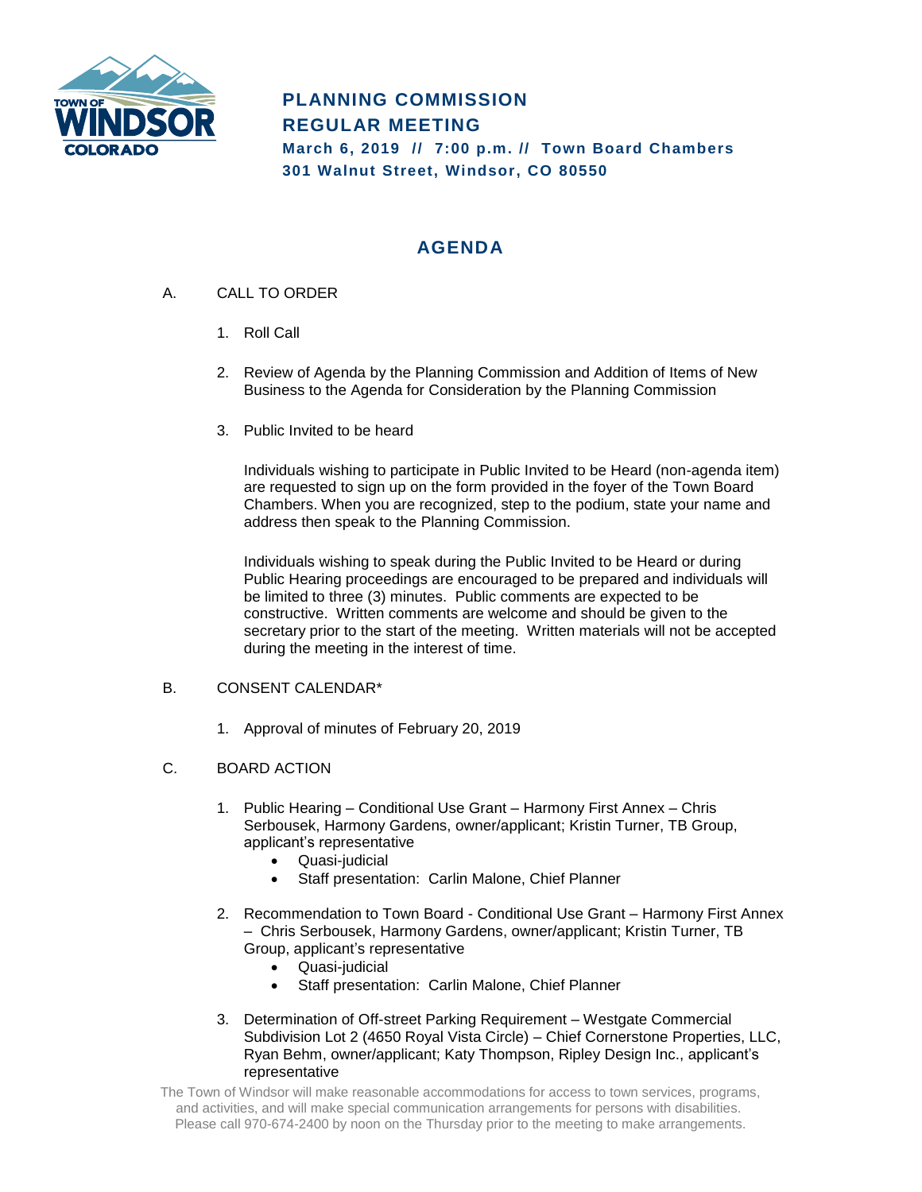# PLANNING COMMISSION
# REGULAR MEETING

**March 6, 2019 // 7:00 p.m. // Town Board Chambers**
**301 Walnut Street, Windsor, CO 80550**

## AGENDA

A. CALL TO ORDER

1. Roll Call

2. Review of Agenda by the Planning Commission and Addition of Items of New Business to the Agenda for Consideration by the Planning Commission

3. Public Invited to be heard

   Individuals wishing to participate in Public Invited to be Heard (non-agenda item) are requested to sign up on the form provided in the foyer of the Town Board Chambers. When you are recognized, step to the podium, state your name and address then speak to the Planning Commission.

   Individuals wishing to speak during the Public Invited to be Heard or during Public Hearing proceedings are encouraged to be prepared and individuals will be limited to three (3) minutes. Public comments are expected to be constructive. Written comments are welcome and should be given to the secretary prior to the start of the meeting. Written materials will not be accepted during the meeting in the interest of time.

B. CONSENT CALENDAR*

1. Approval of minutes of February 20, 2019

C. BOARD ACTION

1. Public Hearing – Conditional Use Grant – Harmony First Annex – Chris Serbousek, Harmony Gardens, owner/applicant; Kristin Turner, TB Group, applicant's representative
   - Quasi-judicial
   - Staff presentation: Carlin Malone, Chief Planner

2. Recommendation to Town Board - Conditional Use Grant – Harmony First Annex – Chris Serbousek, Harmony Gardens, owner/applicant; Kristin Turner, TB Group, applicant's representative
   - Quasi-judicial
   - Staff presentation: Carlin Malone, Chief Planner

3. Determination of Off-street Parking Requirement – Westgate Commercial Subdivision Lot 2 (4650 Royal Vista Circle) – Chief Cornerstone Properties, LLC, Ryan Behm, owner/applicant; Katy Thompson, Ripley Design Inc., applicant's representative

The Town of Windsor will make reasonable accommodations for access to town services, programs, and activities, and will make special communication arrangements for persons with disabilities. Please call 970-674-2400 by noon on the Thursday prior to the meeting to make arrangements.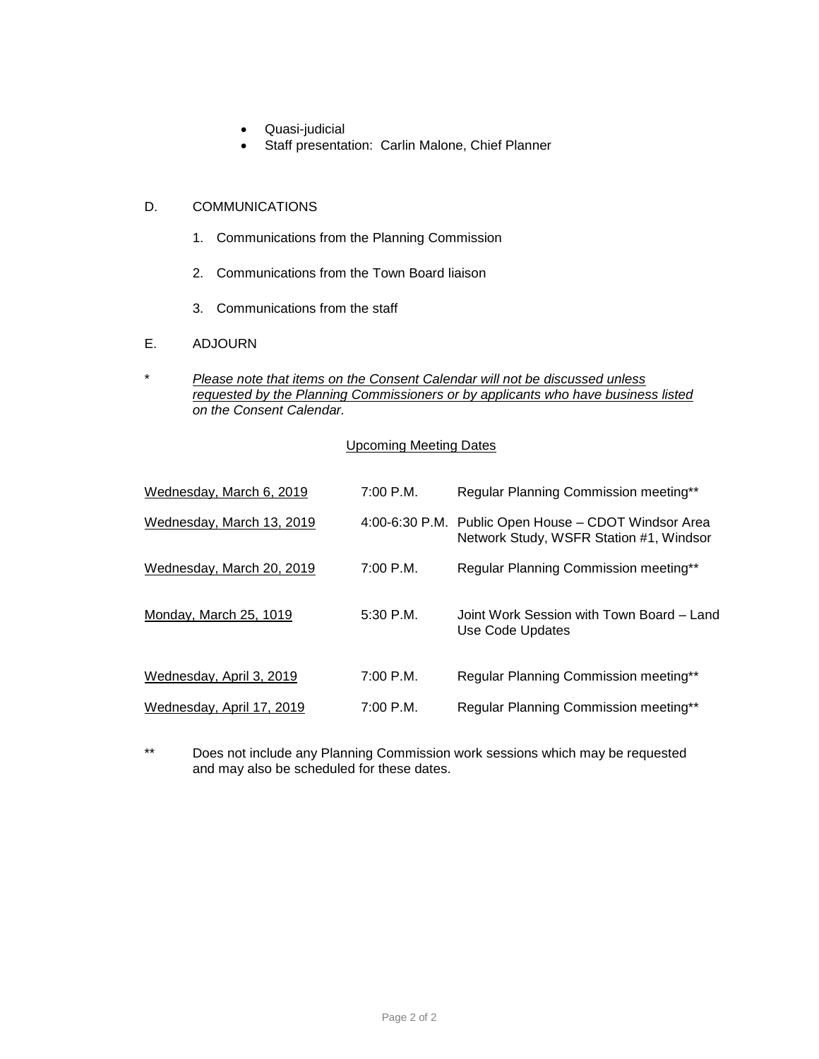- Quasi-judicial
- Staff presentation: Carlin Malone, Chief Planner

D. COMMUNICATIONS

1. Communications from the Planning Commission

2. Communications from the Town Board liaison

3. Communications from the staff

E. ADJOURN

\* *Please note that items on the Consent Calendar will not be discussed unless requested by the Planning Commissioners or by applicants who have business listed on the Consent Calendar.*

Upcoming Meeting Dates

| | | |
|---|---|---|
| Wednesday, March 6, 2019 | 7:00 P.M. | Regular Planning Commission meeting** |
| Wednesday, March 13, 2019 | 4:00-6:30 P.M. | Public Open House – CDOT Windsor Area Network Study, WSFR Station #1, Windsor |
| Wednesday, March 20, 2019 | 7:00 P.M. | Regular Planning Commission meeting** |
| Monday, March 25, 1019 | 5:30 P.M. | Joint Work Session with Town Board – Land Use Code Updates |
| Wednesday, April 3, 2019 | 7:00 P.M. | Regular Planning Commission meeting** |
| Wednesday, April 17, 2019 | 7:00 P.M. | Regular Planning Commission meeting** |

\*\* Does not include any Planning Commission work sessions which may be requested and may also be scheduled for these dates.